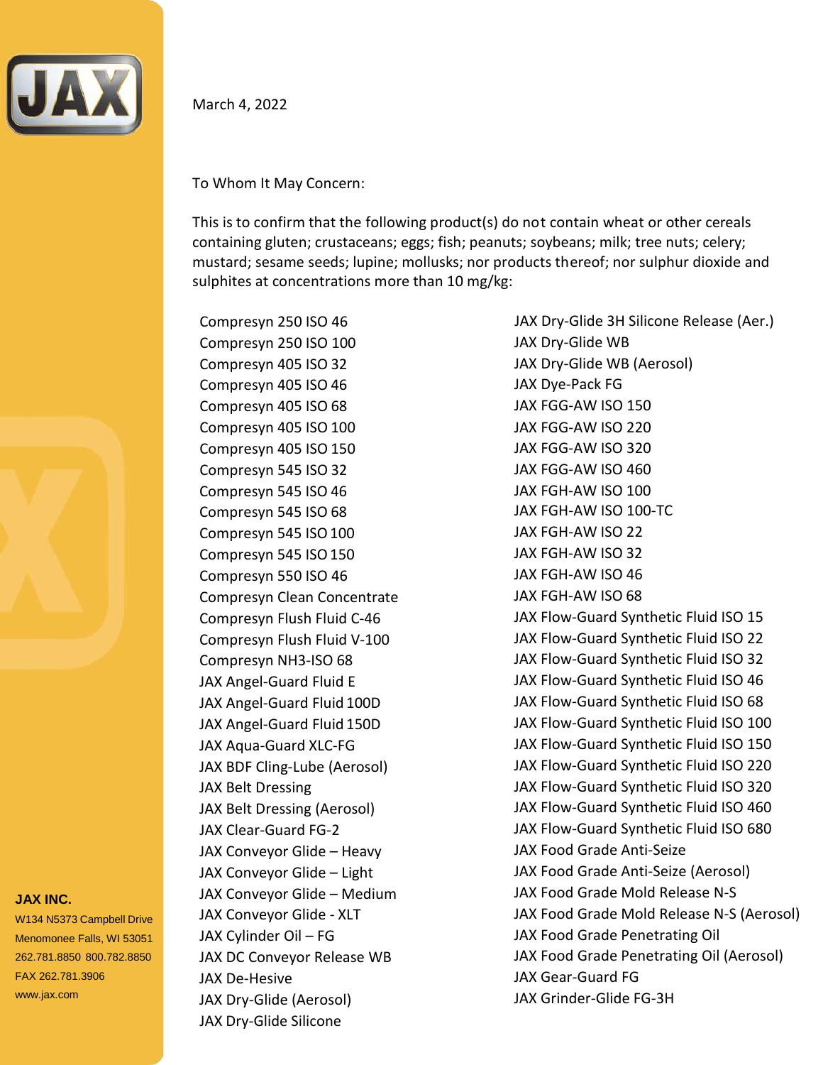JAX

March 4, 2022

To Whom It May Concern:

This is to confirm that the following product(s) do not contain wheat or other cereals containing gluten; crustaceans; eggs; fish; peanuts; soybeans; milk; tree nuts; celery; mustard; sesame seeds; lupine; mollusks; nor products thereof; nor sulphur dioxide and sulphites at concentrations more than 10 mg/kg:

- Compresyn 250 ISO 46
- Compresyn 250 ISO 100
- Compresyn 405 ISO 32
- Compresyn 405 ISO 46
- Compresyn 405 ISO 68
- Compresyn 405 ISO 100
- Compresyn 405 ISO 150
- Compresyn 545 ISO 32
- Compresyn 545 ISO 46
- Compresyn 545 ISO 68
- Compresyn 545 ISO 100
- Compresyn 545 ISO 150
- Compresyn 550 ISO 46
- Compresyn Clean Concentrate
- Compresyn Flush Fluid C-46
- Compresyn Flush Fluid V-100
- Compresyn NH3-ISO 68
- JAX Angel-Guard Fluid E
- JAX Angel-Guard Fluid 100D
- JAX Angel-Guard Fluid 150D
- JAX Aqua-Guard XLC-FG
- JAX BDF Cling-Lube (Aerosol)
- JAX Belt Dressing
- JAX Belt Dressing (Aerosol)
- JAX Clear-Guard FG-2
- JAX Conveyor Glide – Heavy
- JAX Conveyor Glide – Light
- JAX Conveyor Glide – Medium
- JAX Conveyor Glide - XLT
- JAX Cylinder Oil – FG
- JAX DC Conveyor Release WB
- JAX De-Hesive
- JAX Dry-Glide (Aerosol)
- JAX Dry-Glide Silicone
- JAX Dry-Glide 3H Silicone Release (Aer.)
- JAX Dry-Glide WB
- JAX Dry-Glide WB (Aerosol)
- JAX Dye-Pack FG
- JAX FGG-AW ISO 150
- JAX FGG-AW ISO 220
- JAX FGG-AW ISO 320
- JAX FGG-AW ISO 460
- JAX FGH-AW ISO 100
- JAX FGH-AW ISO 100-TC
- JAX FGH-AW ISO 22
- JAX FGH-AW ISO 32
- JAX FGH-AW ISO 46
- JAX FGH-AW ISO 68
- JAX Flow-Guard Synthetic Fluid ISO 15
- JAX Flow-Guard Synthetic Fluid ISO 22
- JAX Flow-Guard Synthetic Fluid ISO 32
- JAX Flow-Guard Synthetic Fluid ISO 46
- JAX Flow-Guard Synthetic Fluid ISO 68
- JAX Flow-Guard Synthetic Fluid ISO 100
- JAX Flow-Guard Synthetic Fluid ISO 150
- JAX Flow-Guard Synthetic Fluid ISO 220
- JAX Flow-Guard Synthetic Fluid ISO 320
- JAX Flow-Guard Synthetic Fluid ISO 460
- JAX Flow-Guard Synthetic Fluid ISO 680
- JAX Food Grade Anti-Seize
- JAX Food Grade Anti-Seize (Aerosol)
- JAX Food Grade Mold Release N-S
- JAX Food Grade Mold Release N-S (Aerosol)
- JAX Food Grade Penetrating Oil
- JAX Food Grade Penetrating Oil (Aerosol)
- JAX Gear-Guard FG
- JAX Grinder-Glide FG-3H

**JAX INC.**
W134 N5373 Campbell Drive
Menomonee Falls, WI 53051
262.781.8850 800.782.8850
FAX 262.781.3906
www.jax.com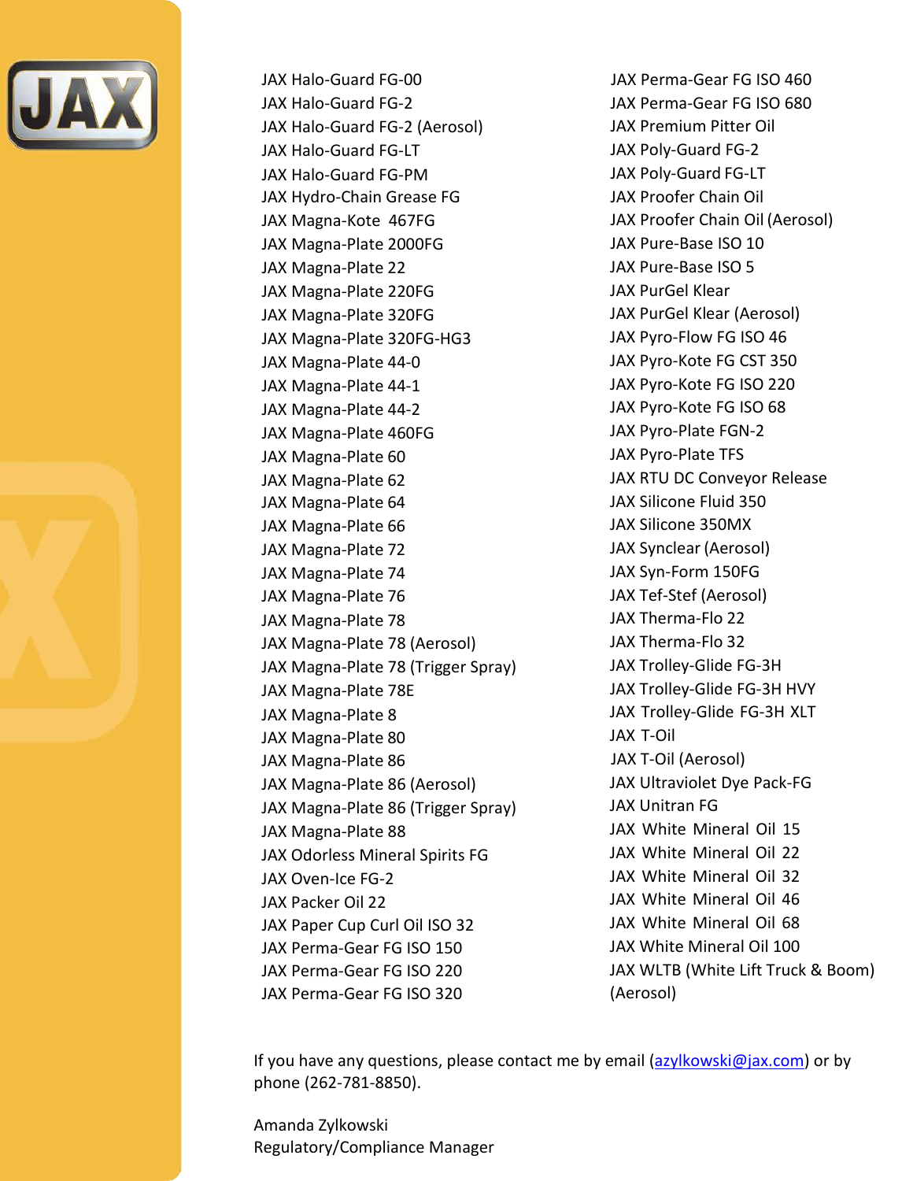- JAX Halo-Guard FG-00
- JAX Halo-Guard FG-2
- JAX Halo-Guard FG-2 (Aerosol)
- JAX Halo-Guard FG-LT
- JAX Halo-Guard FG-PM
- JAX Hydro-Chain Grease FG
- JAX Magna-Kote 467FG
- JAX Magna-Plate 2000FG
- JAX Magna-Plate 22
- JAX Magna-Plate 220FG
- JAX Magna-Plate 320FG
- JAX Magna-Plate 320FG-HG3
- JAX Magna-Plate 44-0
- JAX Magna-Plate 44-1
- JAX Magna-Plate 44-2
- JAX Magna-Plate 460FG
- JAX Magna-Plate 60
- JAX Magna-Plate 62
- JAX Magna-Plate 64
- JAX Magna-Plate 66
- JAX Magna-Plate 72
- JAX Magna-Plate 74
- JAX Magna-Plate 76
- JAX Magna-Plate 78
- JAX Magna-Plate 78 (Aerosol)
- JAX Magna-Plate 78 (Trigger Spray)
- JAX Magna-Plate 78E
- JAX Magna-Plate 8
- JAX Magna-Plate 80
- JAX Magna-Plate 86
- JAX Magna-Plate 86 (Aerosol)
- JAX Magna-Plate 86 (Trigger Spray)
- JAX Magna-Plate 88
- JAX Odorless Mineral Spirits FG
- JAX Oven-Ice FG-2
- JAX Packer Oil 22
- JAX Paper Cup Curl Oil ISO 32
- JAX Perma-Gear FG ISO 150
- JAX Perma-Gear FG ISO 220
- JAX Perma-Gear FG ISO 320
- JAX Perma-Gear FG ISO 460
- JAX Perma-Gear FG ISO 680
- JAX Premium Pitter Oil
- JAX Poly-Guard FG-2
- JAX Poly-Guard FG-LT
- JAX Proofer Chain Oil
- JAX Proofer Chain Oil (Aerosol)
- JAX Pure-Base ISO 10
- JAX Pure-Base ISO 5
- JAX PurGel Klear
- JAX PurGel Klear (Aerosol)
- JAX Pyro-Flow FG ISO 46
- JAX Pyro-Kote FG CST 350
- JAX Pyro-Kote FG ISO 220
- JAX Pyro-Kote FG ISO 68
- JAX Pyro-Plate FGN-2
- JAX Pyro-Plate TFS
- JAX RTU DC Conveyor Release
- JAX Silicone Fluid 350
- JAX Silicone 350MX
- JAX Synclear (Aerosol)
- JAX Syn-Form 150FG
- JAX Tef-Stef (Aerosol)
- JAX Therma-Flo 22
- JAX Therma-Flo 32
- JAX Trolley-Glide FG-3H
- JAX Trolley-Glide FG-3H HVY
- JAX Trolley-Glide FG-3H XLT
- JAX T-Oil
- JAX T-Oil (Aerosol)
- JAX Ultraviolet Dye Pack-FG
- JAX Unitran FG
- JAX White Mineral Oil 15
- JAX White Mineral Oil 22
- JAX White Mineral Oil 32
- JAX White Mineral Oil 46
- JAX White Mineral Oil 68
- JAX White Mineral Oil 100
- JAX WLTB (White Lift Truck & Boom) (Aerosol)

If you have any questions, please contact me by email (azylkowski@jax.com) or by phone (262-781-8850).

Amanda Zylkowski
Regulatory/Compliance Manager